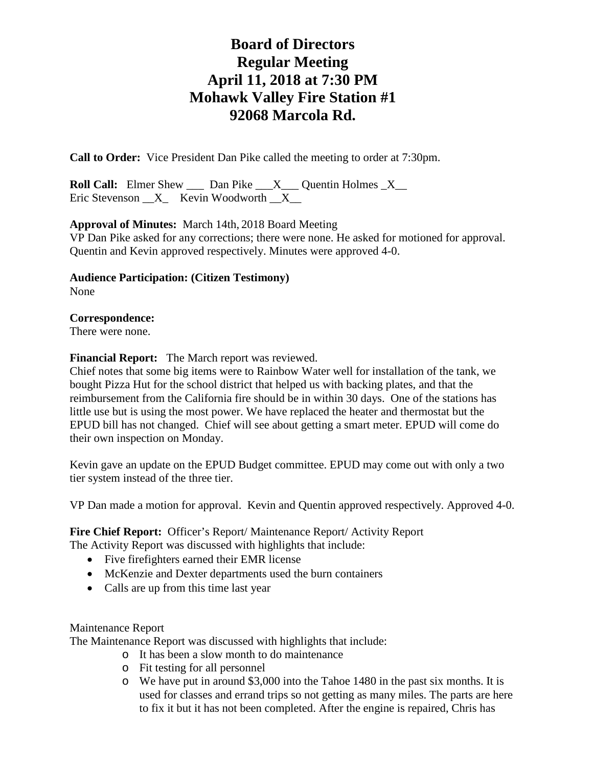# Board of Directors
# Regular Meeting
# April 11, 2018 at 7:30 PM
# Mohawk Valley Fire Station #1
# 92068 Marcola Rd.

**Call to Order:** Vice President Dan Pike called the meeting to order at 7:30pm.

**Roll Call:** Elmer Shew ___ Dan Pike ___X___ Quentin Holmes _X__
Eric Stevenson __X_ Kevin Woodworth __X__

**Approval of Minutes:** March 14th, 2018 Board Meeting
VP Dan Pike asked for any corrections; there were none. He asked for motioned for approval. Quentin and Kevin approved respectively. Minutes were approved 4-0.

**Audience Participation: (Citizen Testimony)**
None

**Correspondence:**
There were none.

**Financial Report:** The March report was reviewed.
Chief notes that some big items were to Rainbow Water well for installation of the tank, we bought Pizza Hut for the school district that helped us with backing plates, and that the reimbursement from the California fire should be in within 30 days. One of the stations has little use but is using the most power. We have replaced the heater and thermostat but the EPUD bill has not changed. Chief will see about getting a smart meter. EPUD will come do their own inspection on Monday.

Kevin gave an update on the EPUD Budget committee. EPUD may come out with only a two tier system instead of the three tier.

VP Dan made a motion for approval. Kevin and Quentin approved respectively. Approved 4-0.

**Fire Chief Report:** Officer's Report/ Maintenance Report/ Activity Report
The Activity Report was discussed with highlights that include:

- Five firefighters earned their EMR license
- McKenzie and Dexter departments used the burn containers
- Calls are up from this time last year

Maintenance Report
The Maintenance Report was discussed with highlights that include:

- It has been a slow month to do maintenance
- Fit testing for all personnel
- We have put in around $3,000 into the Tahoe 1480 in the past six months. It is used for classes and errand trips so not getting as many miles. The parts are here to fix it but it has not been completed. After the engine is repaired, Chris has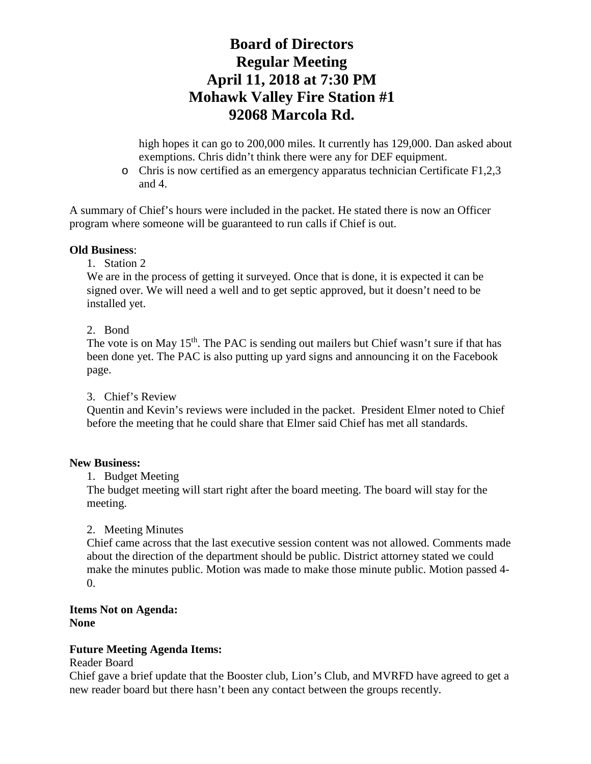# Board of Directors
# Regular Meeting
# April 11, 2018 at 7:30 PM
# Mohawk Valley Fire Station #1
# 92068 Marcola Rd.

high hopes it can go to 200,000 miles. It currently has 129,000. Dan asked about exemptions. Chris didn't think there were any for DEF equipment.

- Chris is now certified as an emergency apparatus technician Certificate F1,2,3 and 4.

A summary of Chief's hours were included in the packet. He stated there is now an Officer program where someone will be guaranteed to run calls if Chief is out.

**Old Business**:

1. Station 2

We are in the process of getting it surveyed. Once that is done, it is expected it can be signed over. We will need a well and to get septic approved, but it doesn't need to be installed yet.

2. Bond

The vote is on May 15th. The PAC is sending out mailers but Chief wasn't sure if that has been done yet. The PAC is also putting up yard signs and announcing it on the Facebook page.

3. Chief's Review

Quentin and Kevin's reviews were included in the packet. President Elmer noted to Chief before the meeting that he could share that Elmer said Chief has met all standards.

**New Business:**

1. Budget Meeting

The budget meeting will start right after the board meeting. The board will stay for the meeting.

2. Meeting Minutes

Chief came across that the last executive session content was not allowed. Comments made about the direction of the department should be public. District attorney stated we could make the minutes public. Motion was made to make those minute public. Motion passed 4-0.

**Items Not on Agenda:**
**None**

**Future Meeting Agenda Items:**

Reader Board

Chief gave a brief update that the Booster club, Lion's Club, and MVRFD have agreed to get a new reader board but there hasn't been any contact between the groups recently.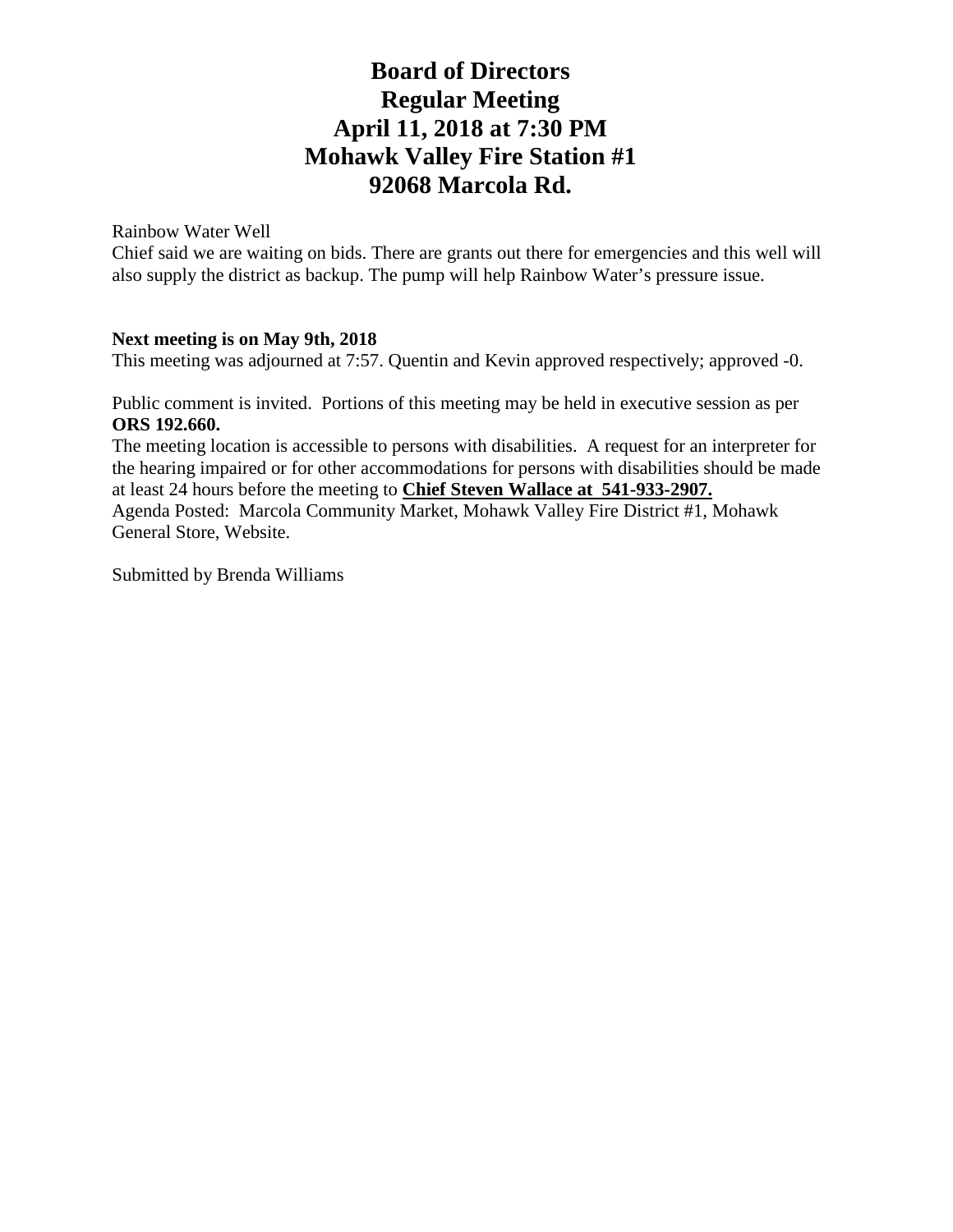# Board of Directors
# Regular Meeting
# April 11, 2018 at 7:30 PM
# Mohawk Valley Fire Station #1
# 92068 Marcola Rd.

Rainbow Water Well
Chief said we are waiting on bids. There are grants out there for emergencies and this well will also supply the district as backup. The pump will help Rainbow Water's pressure issue.

**Next meeting is on May 9th, 2018**
This meeting was adjourned at 7:57. Quentin and Kevin approved respectively; approved -0.

Public comment is invited. Portions of this meeting may be held in executive session as per **ORS 192.660.**
The meeting location is accessible to persons with disabilities. A request for an interpreter for the hearing impaired or for other accommodations for persons with disabilities should be made at least 24 hours before the meeting to **Chief Steven Wallace at 541-933-2907.**
Agenda Posted: Marcola Community Market, Mohawk Valley Fire District #1, Mohawk General Store, Website.

Submitted by Brenda Williams